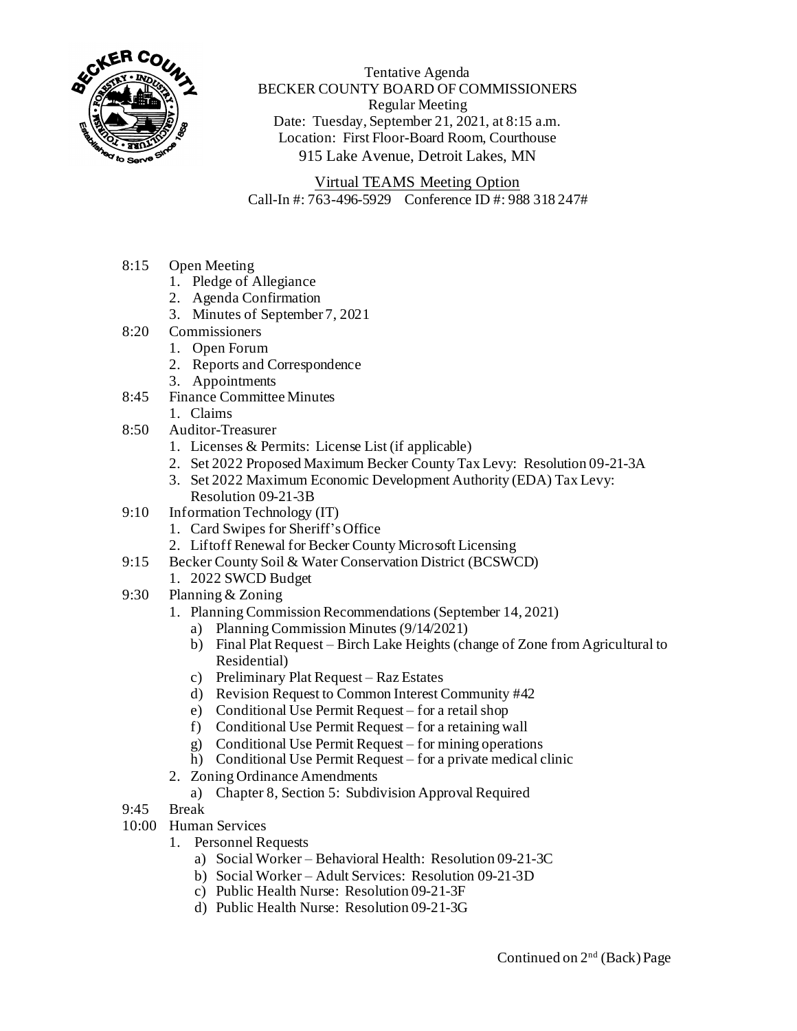Tentative Agenda
BECKER COUNTY BOARD OF COMMISSIONERS
Regular Meeting
Date: Tuesday, September 21, 2021, at 8:15 a.m.
Location: First Floor-Board Room, Courthouse
915 Lake Avenue, Detroit Lakes, MN

Virtual TEAMS Meeting Option
Call-In #: 763-496-5929 Conference ID #: 988 318 247#

- 8:15 Open Meeting
  1. Pledge of Allegiance
  2. Agenda Confirmation
  3. Minutes of September 7, 2021
- 8:20 Commissioners
  1. Open Forum
  2. Reports and Correspondence
  3. Appointments
- 8:45 Finance Committee Minutes
  1. Claims
- 8:50 Auditor-Treasurer
  1. Licenses & Permits: License List (if applicable)
  2. Set 2022 Proposed Maximum Becker County Tax Levy: Resolution 09-21-3A
  3. Set 2022 Maximum Economic Development Authority (EDA) Tax Levy: Resolution 09-21-3B
- 9:10 Information Technology (IT)
  1. Card Swipes for Sheriff's Office
  2. Liftoff Renewal for Becker County Microsoft Licensing
- 9:15 Becker County Soil & Water Conservation District (BCSWCD)
  1. 2022 SWCD Budget
- 9:30 Planning & Zoning
  1. Planning Commission Recommendations (September 14, 2021)
     - a) Planning Commission Minutes (9/14/2021)
     - b) Final Plat Request – Birch Lake Heights (change of Zone from Agricultural to Residential)
     - c) Preliminary Plat Request – Raz Estates
     - d) Revision Request to Common Interest Community #42
     - e) Conditional Use Permit Request – for a retail shop
     - f) Conditional Use Permit Request – for a retaining wall
     - g) Conditional Use Permit Request – for mining operations
     - h) Conditional Use Permit Request – for a private medical clinic
  2. Zoning Ordinance Amendments
     - a) Chapter 8, Section 5: Subdivision Approval Required
- 9:45 Break
- 10:00 Human Services
  1. Personnel Requests
     - a) Social Worker – Behavioral Health: Resolution 09-21-3C
     - b) Social Worker – Adult Services: Resolution 09-21-3D
     - c) Public Health Nurse: Resolution 09-21-3F
     - d) Public Health Nurse: Resolution 09-21-3G

Continued on 2nd (Back) Page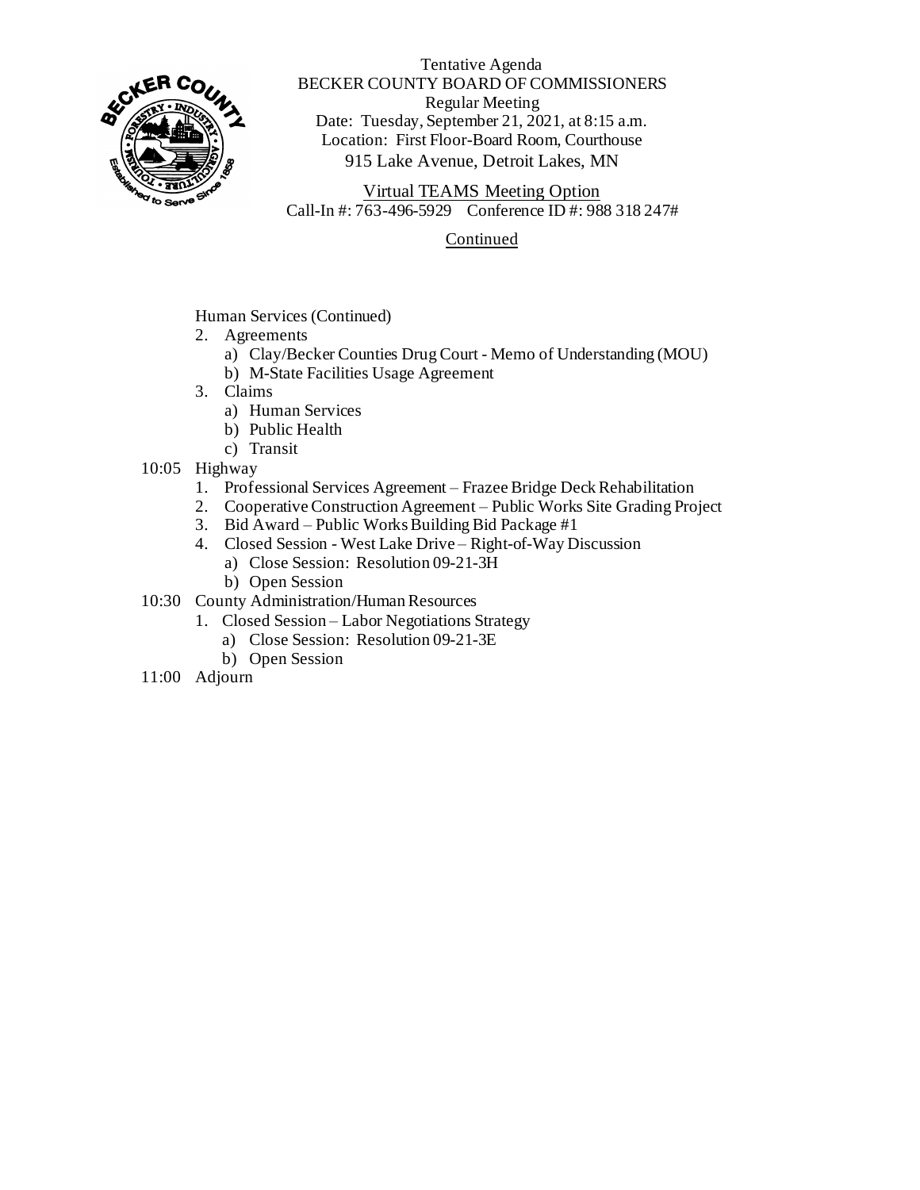Tentative Agenda
BECKER COUNTY BOARD OF COMMISSIONERS
Regular Meeting
Date: Tuesday, September 21, 2021, at 8:15 a.m.
Location: First Floor-Board Room, Courthouse
915 Lake Avenue, Detroit Lakes, MN

Virtual TEAMS Meeting Option
Call-In #: 763-496-5929 Conference ID #: 988 318 247#

Continued

Human Services (Continued)

2. Agreements
   a) Clay/Becker Counties Drug Court - Memo of Understanding (MOU)
   b) M-State Facilities Usage Agreement
3. Claims
   a) Human Services
   b) Public Health
   c) Transit

10:05 Highway

1. Professional Services Agreement – Frazee Bridge Deck Rehabilitation
2. Cooperative Construction Agreement – Public Works Site Grading Project
3. Bid Award – Public Works Building Bid Package #1
4. Closed Session - West Lake Drive – Right-of-Way Discussion
   a) Close Session: Resolution 09-21-3H
   b) Open Session

10:30 County Administration/Human Resources

1. Closed Session – Labor Negotiations Strategy
   a) Close Session: Resolution 09-21-3E
   b) Open Session

11:00 Adjourn